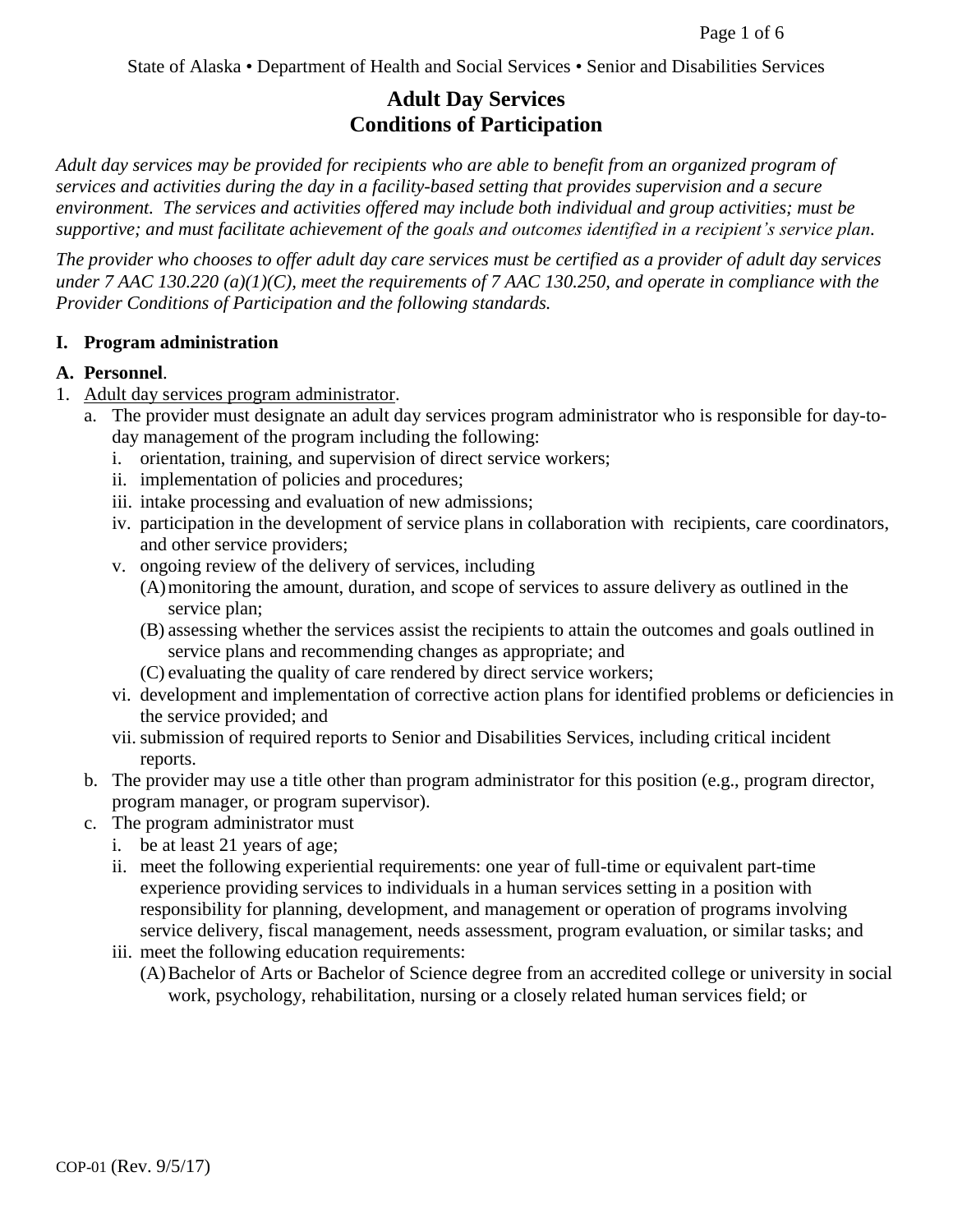State of Alaska • Department of Health and Social Services • Senior and Disabilities Services

# Adult Day Services
# Conditions of Participation

*Adult day services may be provided for recipients who are able to benefit from an organized program of services and activities during the day in a facility-based setting that provides supervision and a secure environment. The services and activities offered may include both individual and group activities; must be supportive; and must facilitate achievement of the goals and outcomes identified in a recipient's service plan.*

*The provider who chooses to offer adult day care services must be certified as a provider of adult day services under 7 AAC 130.220 (a)(1)(C), meet the requirements of 7 AAC 130.250, and operate in compliance with the Provider Conditions of Participation and the following standards.*

## I. Program administration

### A. Personnel.

1. Adult day services program administrator.
   a. The provider must designate an adult day services program administrator who is responsible for day-to-day management of the program including the following:
      i. orientation, training, and supervision of direct service workers;
      ii. implementation of policies and procedures;
      iii. intake processing and evaluation of new admissions;
      iv. participation in the development of service plans in collaboration with recipients, care coordinators, and other service providers;
      v. ongoing review of the delivery of services, including
         (A) monitoring the amount, duration, and scope of services to assure delivery as outlined in the service plan;
         (B) assessing whether the services assist the recipients to attain the outcomes and goals outlined in service plans and recommending changes as appropriate; and
         (C) evaluating the quality of care rendered by direct service workers;
      vi. development and implementation of corrective action plans for identified problems or deficiencies in the service provided; and
      vii. submission of required reports to Senior and Disabilities Services, including critical incident reports.
   b. The provider may use a title other than program administrator for this position (e.g., program director, program manager, or program supervisor).
   c. The program administrator must
      i. be at least 21 years of age;
      ii. meet the following experiential requirements: one year of full-time or equivalent part-time experience providing services to individuals in a human services setting in a position with responsibility for planning, development, and management or operation of programs involving service delivery, fiscal management, needs assessment, program evaluation, or similar tasks; and
      iii. meet the following education requirements:
         (A) Bachelor of Arts or Bachelor of Science degree from an accredited college or university in social work, psychology, rehabilitation, nursing or a closely related human services field; or

COP-01 (Rev. 9/5/17)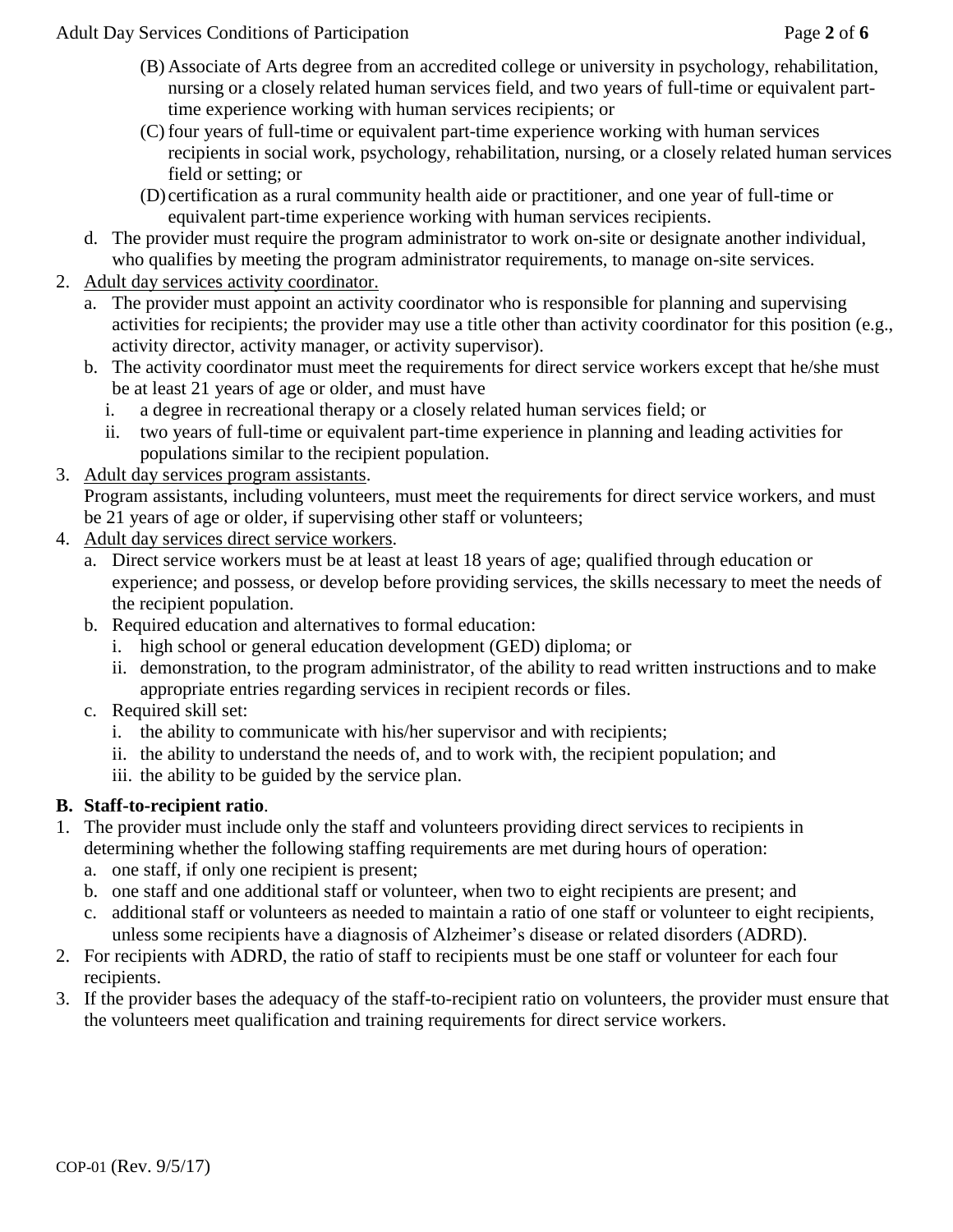(B) Associate of Arts degree from an accredited college or university in psychology, rehabilitation, nursing or a closely related human services field, and two years of full-time or equivalent part-time experience working with human services recipients; or

(C) four years of full-time or equivalent part-time experience working with human services recipients in social work, psychology, rehabilitation, nursing, or a closely related human services field or setting; or

(D) certification as a rural community health aide or practitioner, and one year of full-time or equivalent part-time experience working with human services recipients.

d. The provider must require the program administrator to work on-site or designate another individual, who qualifies by meeting the program administrator requirements, to manage on-site services.

2. <u>Adult day services activity coordinator.</u>

   a. The provider must appoint an activity coordinator who is responsible for planning and supervising activities for recipients; the provider may use a title other than activity coordinator for this position (e.g., activity director, activity manager, or activity supervisor).

   b. The activity coordinator must meet the requirements for direct service workers except that he/she must be at least 21 years of age or older, and must have

      i. a degree in recreational therapy or a closely related human services field; or

      ii. two years of full-time or equivalent part-time experience in planning and leading activities for populations similar to the recipient population.

3. <u>Adult day services program assistants</u>.

   Program assistants, including volunteers, must meet the requirements for direct service workers, and must be 21 years of age or older, if supervising other staff or volunteers;

4. <u>Adult day services direct service workers</u>.

   a. Direct service workers must be at least at least 18 years of age; qualified through education or experience; and possess, or develop before providing services, the skills necessary to meet the needs of the recipient population.

   b. Required education and alternatives to formal education:

      i. high school or general education development (GED) diploma; or

      ii. demonstration, to the program administrator, of the ability to read written instructions and to make appropriate entries regarding services in recipient records or files.

   c. Required skill set:

      i. the ability to communicate with his/her supervisor and with recipients;

      ii. the ability to understand the needs of, and to work with, the recipient population; and

      iii. the ability to be guided by the service plan.

**B. Staff-to-recipient ratio**.

1. The provider must include only the staff and volunteers providing direct services to recipients in determining whether the following staffing requirements are met during hours of operation:

   a. one staff, if only one recipient is present;

   b. one staff and one additional staff or volunteer, when two to eight recipients are present; and

   c. additional staff or volunteers as needed to maintain a ratio of one staff or volunteer to eight recipients, unless some recipients have a diagnosis of Alzheimer's disease or related disorders (ADRD).

2. For recipients with ADRD, the ratio of staff to recipients must be one staff or volunteer for each four recipients.

3. If the provider bases the adequacy of the staff-to-recipient ratio on volunteers, the provider must ensure that the volunteers meet qualification and training requirements for direct service workers.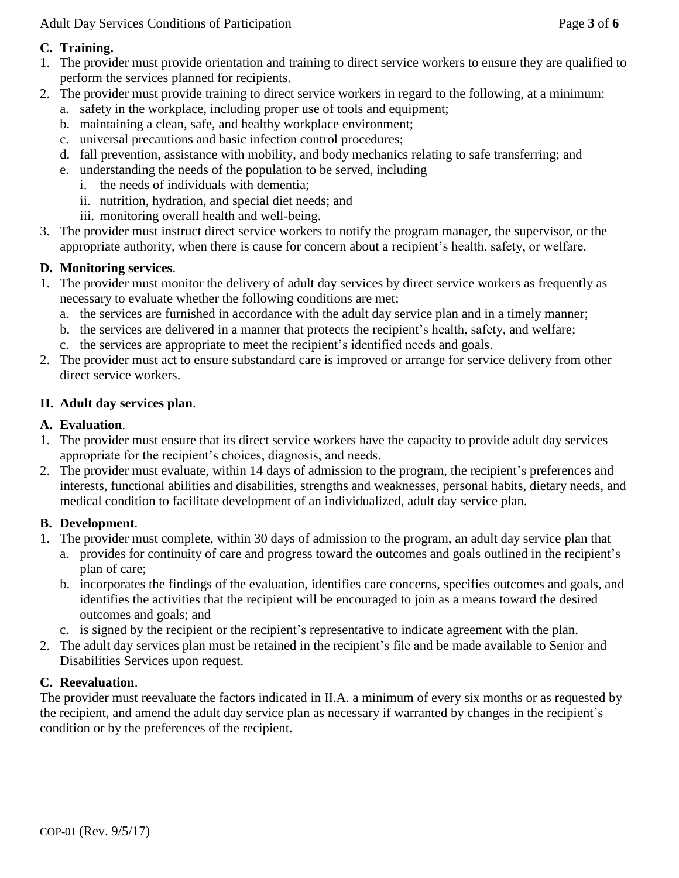### C. Training.

1. The provider must provide orientation and training to direct service workers to ensure they are qualified to perform the services planned for recipients.
2. The provider must provide training to direct service workers in regard to the following, at a minimum:
   a. safety in the workplace, including proper use of tools and equipment;
   b. maintaining a clean, safe, and healthy workplace environment;
   c. universal precautions and basic infection control procedures;
   d. fall prevention, assistance with mobility, and body mechanics relating to safe transferring; and
   e. understanding the needs of the population to be served, including
      i. the needs of individuals with dementia;
      ii. nutrition, hydration, and special diet needs; and
      iii. monitoring overall health and well-being.
3. The provider must instruct direct service workers to notify the program manager, the supervisor, or the appropriate authority, when there is cause for concern about a recipient's health, safety, or welfare.

### D. Monitoring services.

1. The provider must monitor the delivery of adult day services by direct service workers as frequently as necessary to evaluate whether the following conditions are met:
   a. the services are furnished in accordance with the adult day service plan and in a timely manner;
   b. the services are delivered in a manner that protects the recipient's health, safety, and welfare;
   c. the services are appropriate to meet the recipient's identified needs and goals.
2. The provider must act to ensure substandard care is improved or arrange for service delivery from other direct service workers.

## II. Adult day services plan.

### A. Evaluation.

1. The provider must ensure that its direct service workers have the capacity to provide adult day services appropriate for the recipient's choices, diagnosis, and needs.
2. The provider must evaluate, within 14 days of admission to the program, the recipient's preferences and interests, functional abilities and disabilities, strengths and weaknesses, personal habits, dietary needs, and medical condition to facilitate development of an individualized, adult day service plan.

### B. Development.

1. The provider must complete, within 30 days of admission to the program, an adult day service plan that
   a. provides for continuity of care and progress toward the outcomes and goals outlined in the recipient's plan of care;
   b. incorporates the findings of the evaluation, identifies care concerns, specifies outcomes and goals, and identifies the activities that the recipient will be encouraged to join as a means toward the desired outcomes and goals; and
   c. is signed by the recipient or the recipient's representative to indicate agreement with the plan.
2. The adult day services plan must be retained in the recipient's file and be made available to Senior and Disabilities Services upon request.

### C. Reevaluation.

The provider must reevaluate the factors indicated in II.A. a minimum of every six months or as requested by the recipient, and amend the adult day service plan as necessary if warranted by changes in the recipient's condition or by the preferences of the recipient.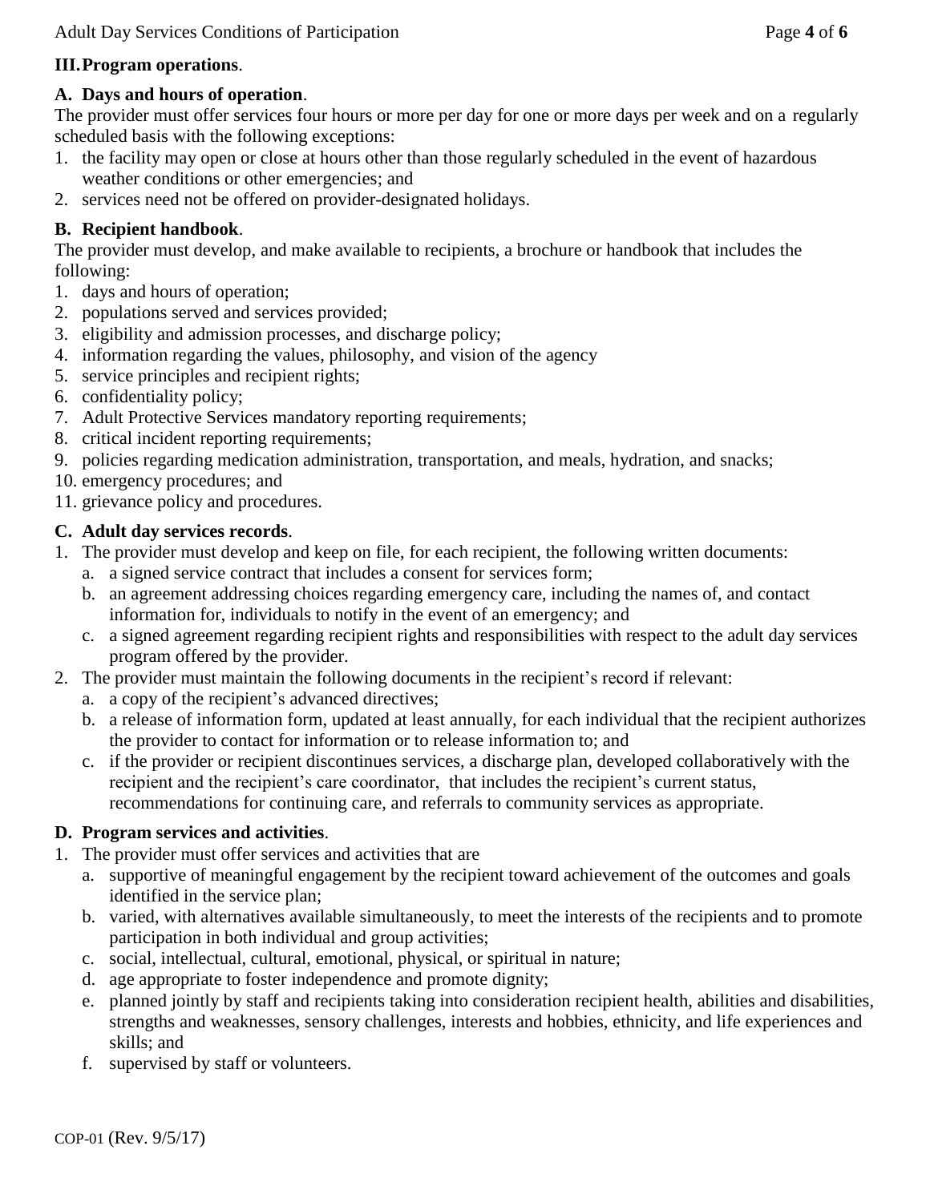## III. Program operations.

### A. Days and hours of operation.

The provider must offer services four hours or more per day for one or more days per week and on a regularly scheduled basis with the following exceptions:

1. the facility may open or close at hours other than those regularly scheduled in the event of hazardous weather conditions or other emergencies; and
2. services need not be offered on provider-designated holidays.

### B. Recipient handbook.

The provider must develop, and make available to recipients, a brochure or handbook that includes the following:

1. days and hours of operation;
2. populations served and services provided;
3. eligibility and admission processes, and discharge policy;
4. information regarding the values, philosophy, and vision of the agency
5. service principles and recipient rights;
6. confidentiality policy;
7. Adult Protective Services mandatory reporting requirements;
8. critical incident reporting requirements;
9. policies regarding medication administration, transportation, and meals, hydration, and snacks;
10. emergency procedures; and
11. grievance policy and procedures.

### C. Adult day services records.

1. The provider must develop and keep on file, for each recipient, the following written documents:
   a. a signed service contract that includes a consent for services form;
   b. an agreement addressing choices regarding emergency care, including the names of, and contact information for, individuals to notify in the event of an emergency; and
   c. a signed agreement regarding recipient rights and responsibilities with respect to the adult day services program offered by the provider.
2. The provider must maintain the following documents in the recipient's record if relevant:
   a. a copy of the recipient's advanced directives;
   b. a release of information form, updated at least annually, for each individual that the recipient authorizes the provider to contact for information or to release information to; and
   c. if the provider or recipient discontinues services, a discharge plan, developed collaboratively with the recipient and the recipient's care coordinator, that includes the recipient's current status, recommendations for continuing care, and referrals to community services as appropriate.

### D. Program services and activities.

1. The provider must offer services and activities that are
   a. supportive of meaningful engagement by the recipient toward achievement of the outcomes and goals identified in the service plan;
   b. varied, with alternatives available simultaneously, to meet the interests of the recipients and to promote participation in both individual and group activities;
   c. social, intellectual, cultural, emotional, physical, or spiritual in nature;
   d. age appropriate to foster independence and promote dignity;
   e. planned jointly by staff and recipients taking into consideration recipient health, abilities and disabilities, strengths and weaknesses, sensory challenges, interests and hobbies, ethnicity, and life experiences and skills; and
   f. supervised by staff or volunteers.

COP-01 (Rev. 9/5/17)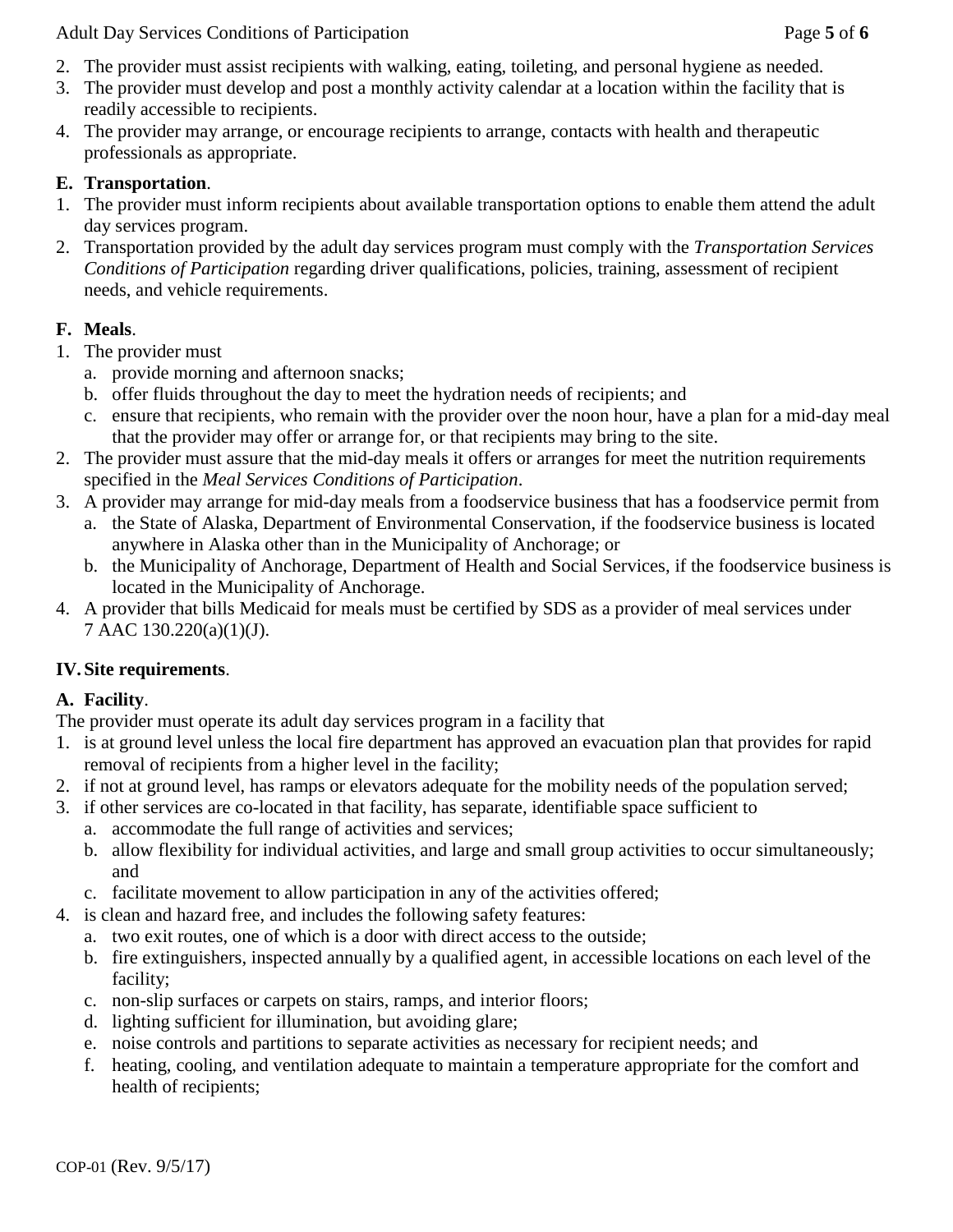2. The provider must assist recipients with walking, eating, toileting, and personal hygiene as needed.
3. The provider must develop and post a monthly activity calendar at a location within the facility that is readily accessible to recipients.
4. The provider may arrange, or encourage recipients to arrange, contacts with health and therapeutic professionals as appropriate.

**E. Transportation**.

1. The provider must inform recipients about available transportation options to enable them attend the adult day services program.
2. Transportation provided by the adult day services program must comply with the *Transportation Services Conditions of Participation* regarding driver qualifications, policies, training, assessment of recipient needs, and vehicle requirements.

**F. Meals**.

1. The provider must
   a. provide morning and afternoon snacks;
   b. offer fluids throughout the day to meet the hydration needs of recipients; and
   c. ensure that recipients, who remain with the provider over the noon hour, have a plan for a mid-day meal that the provider may offer or arrange for, or that recipients may bring to the site.
2. The provider must assure that the mid-day meals it offers or arranges for meet the nutrition requirements specified in the *Meal Services Conditions of Participation*.
3. A provider may arrange for mid-day meals from a foodservice business that has a foodservice permit from
   a. the State of Alaska, Department of Environmental Conservation, if the foodservice business is located anywhere in Alaska other than in the Municipality of Anchorage; or
   b. the Municipality of Anchorage, Department of Health and Social Services, if the foodservice business is located in the Municipality of Anchorage.
4. A provider that bills Medicaid for meals must be certified by SDS as a provider of meal services under 7 AAC 130.220(a)(1)(J).

**IV. Site requirements**.

**A. Facility**.

The provider must operate its adult day services program in a facility that

1. is at ground level unless the local fire department has approved an evacuation plan that provides for rapid removal of recipients from a higher level in the facility;
2. if not at ground level, has ramps or elevators adequate for the mobility needs of the population served;
3. if other services are co-located in that facility, has separate, identifiable space sufficient to
   a. accommodate the full range of activities and services;
   b. allow flexibility for individual activities, and large and small group activities to occur simultaneously; and
   c. facilitate movement to allow participation in any of the activities offered;
4. is clean and hazard free, and includes the following safety features:
   a. two exit routes, one of which is a door with direct access to the outside;
   b. fire extinguishers, inspected annually by a qualified agent, in accessible locations on each level of the facility;
   c. non-slip surfaces or carpets on stairs, ramps, and interior floors;
   d. lighting sufficient for illumination, but avoiding glare;
   e. noise controls and partitions to separate activities as necessary for recipient needs; and
   f. heating, cooling, and ventilation adequate to maintain a temperature appropriate for the comfort and health of recipients;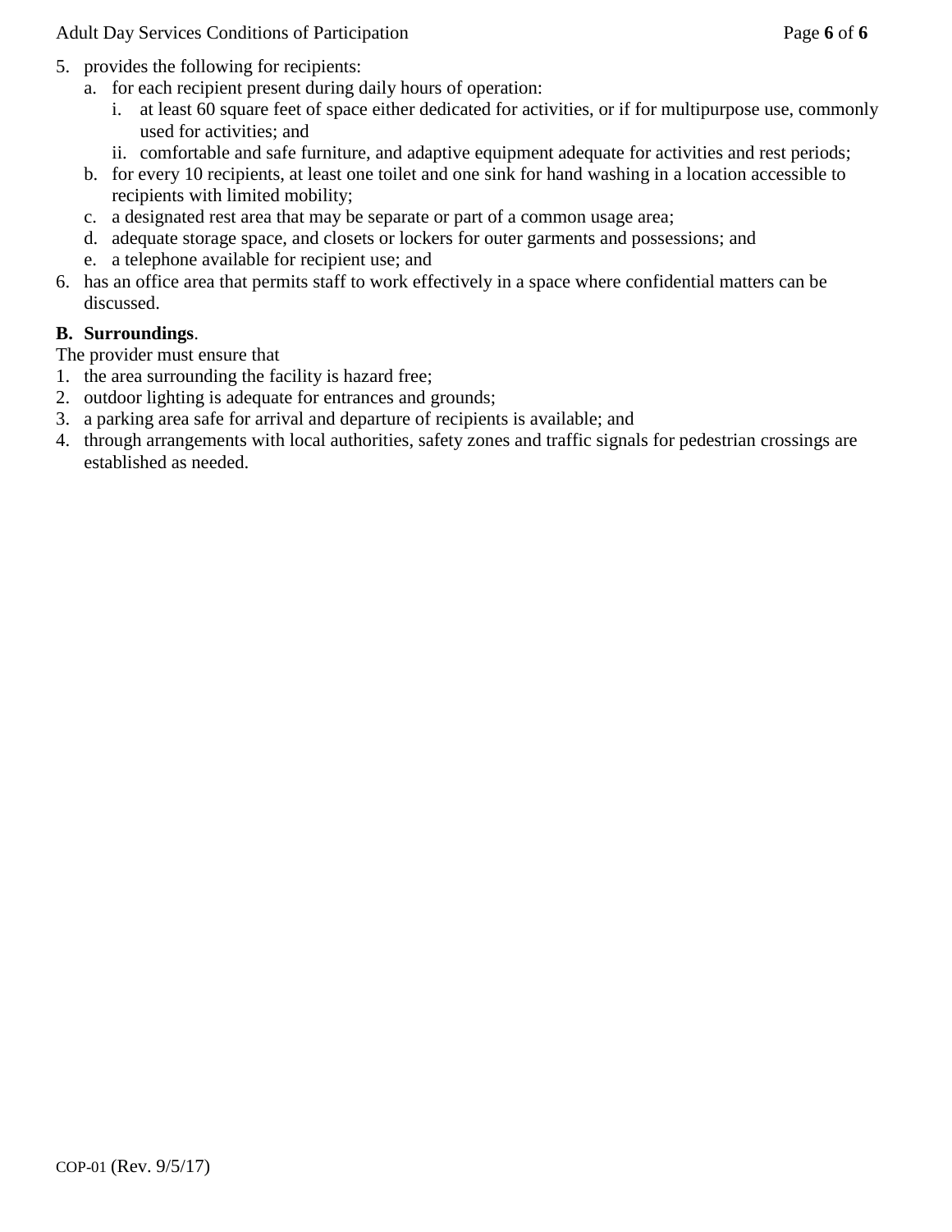5. provides the following for recipients:
   a. for each recipient present during daily hours of operation:
      i. at least 60 square feet of space either dedicated for activities, or if for multipurpose use, commonly used for activities; and
      ii. comfortable and safe furniture, and adaptive equipment adequate for activities and rest periods;
   b. for every 10 recipients, at least one toilet and one sink for hand washing in a location accessible to recipients with limited mobility;
   c. a designated rest area that may be separate or part of a common usage area;
   d. adequate storage space, and closets or lockers for outer garments and possessions; and
   e. a telephone available for recipient use; and
6. has an office area that permits staff to work effectively in a space where confidential matters can be discussed.

**B. Surroundings**.

The provider must ensure that

1. the area surrounding the facility is hazard free;
2. outdoor lighting is adequate for entrances and grounds;
3. a parking area safe for arrival and departure of recipients is available; and
4. through arrangements with local authorities, safety zones and traffic signals for pedestrian crossings are established as needed.

COP-01 (Rev. 9/5/17)